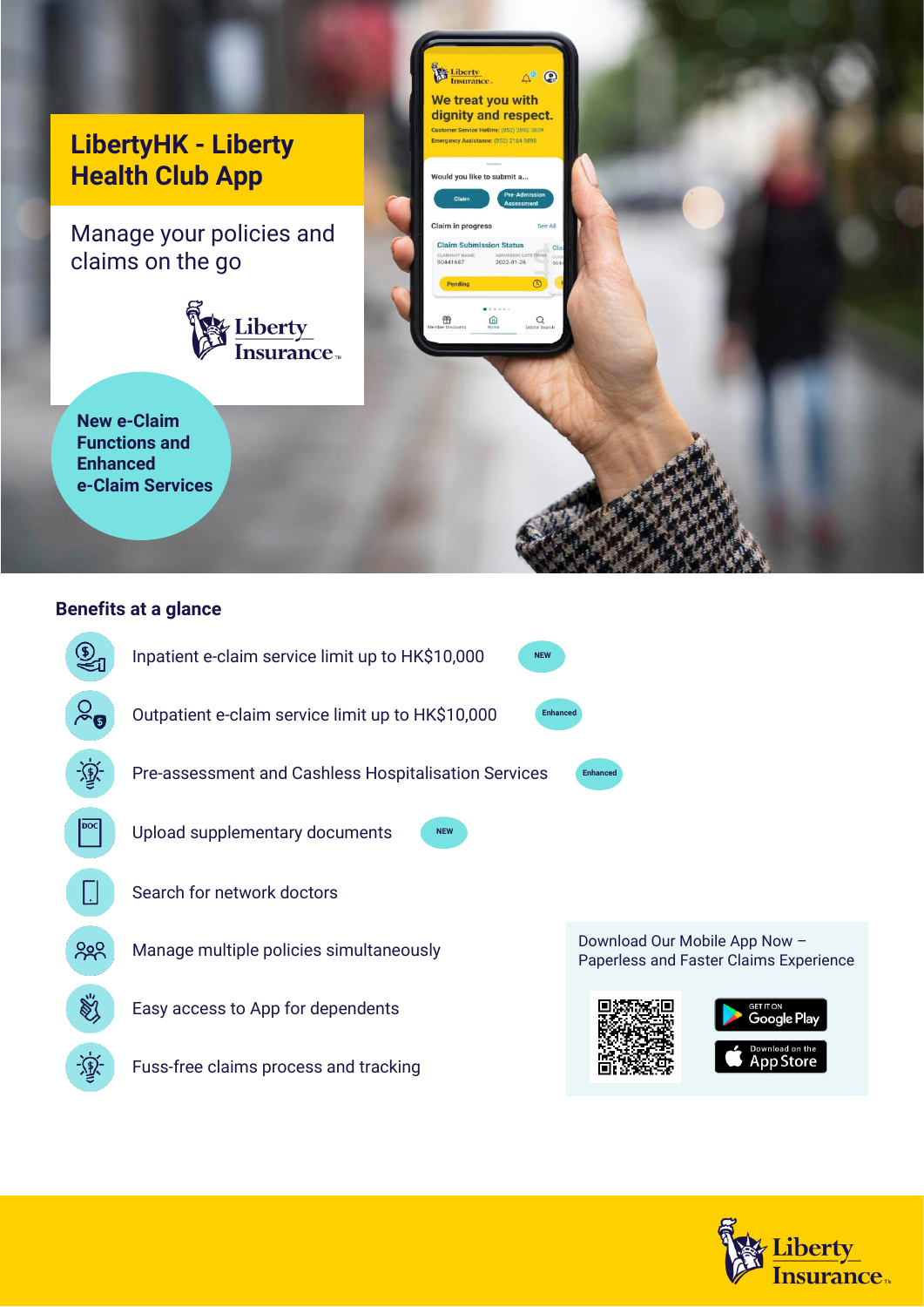# LibertyHK - Liberty Health Club App

Manage your policies and claims on the go

**New e-Claim Functions and Enhanced e-Claim Services**

## Benefits at a glance

- Inpatient e-claim service limit up to HK$10,000 — NEW
- Outpatient e-claim service limit up to HK$10,000 — Enhanced
- Pre-assessment and Cashless Hospitalisation Services — Enhanced
- Upload supplementary documents — NEW
- Search for network doctors
- Manage multiple policies simultaneously
- Easy access to App for dependents
- Fuss-free claims process and tracking

Download Our Mobile App Now – Paperless and Faster Claims Experience

GET IT ON Google Play

Download on the App Store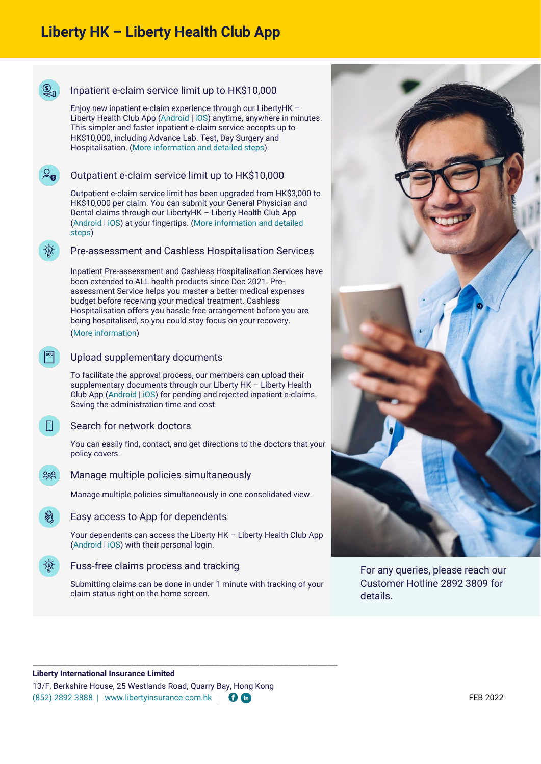# Liberty HK – Liberty Health Club App

## Inpatient e-claim service limit up to HK$10,000

Enjoy new inpatient e-claim experience through our LibertyHK – Liberty Health Club App (Android | iOS) anytime, anywhere in minutes. This simpler and faster inpatient e-claim service accepts up to HK$10,000, including Advance Lab. Test, Day Surgery and Hospitalisation. (More information and detailed steps)

## Outpatient e-claim service limit up to HK$10,000

Outpatient e-claim service limit has been upgraded from HK$3,000 to HK$10,000 per claim. You can submit your General Physician and Dental claims through our LibertyHK – Liberty Health Club App (Android | iOS) at your fingertips. (More information and detailed steps)

## Pre-assessment and Cashless Hospitalisation Services

Inpatient Pre-assessment and Cashless Hospitalisation Services have been extended to ALL health products since Dec 2021. Pre-assessment Service helps you master a better medical expenses budget before receiving your medical treatment. Cashless Hospitalisation offers you hassle free arrangement before you are being hospitalised, so you could stay focus on your recovery.
(More information)

## Upload supplementary documents

To facilitate the approval process, our members can upload their supplementary documents through our Liberty HK – Liberty Health Club App (Android | iOS) for pending and rejected inpatient e-claims. Saving the administration time and cost.

## Search for network doctors

You can easily find, contact, and get directions to the doctors that your policy covers.

## Manage multiple policies simultaneously

Manage multiple policies simultaneously in one consolidated view.

## Easy access to App for dependents

Your dependents can access the Liberty HK – Liberty Health Club App (Android | iOS) with their personal login.

## Fuss-free claims process and tracking

Submitting claims can be done in under 1 minute with tracking of your claim status right on the home screen.

For any queries, please reach our Customer Hotline 2892 3809 for details.

---

**Liberty International Insurance Limited**
13/F, Berkshire House, 25 Westlands Road, Quarry Bay, Hong Kong
(852) 2892 3888 | www.libertyinsurance.com.hk |

FEB 2022